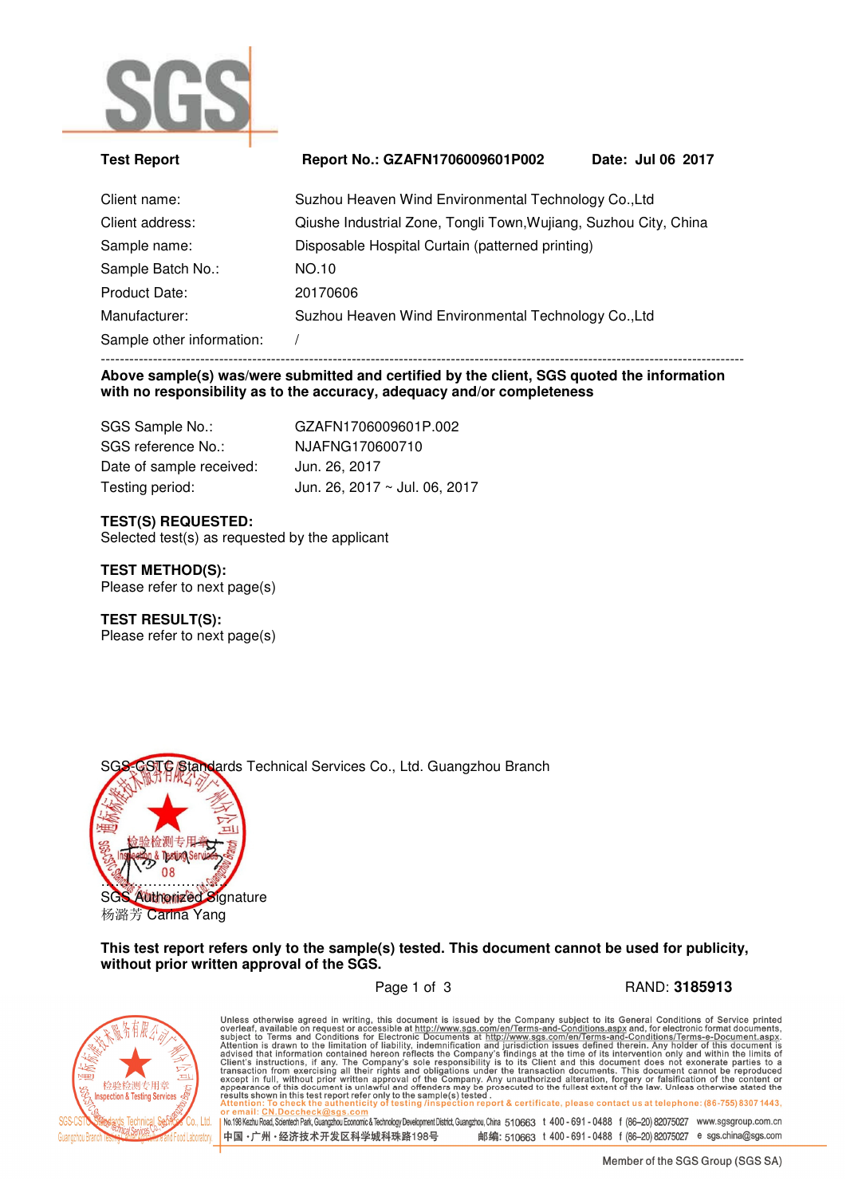**Test Report** **Report No.: GZAFN1706009601P002** **Date: Jul 06 2017**

| | |
|---|---|
| Client name: | Suzhou Heaven Wind Environmental Technology Co.,Ltd |
| Client address: | Qiushe Industrial Zone, Tongli Town,Wujiang, Suzhou City, China |
| Sample name: | Disposable Hospital Curtain (patterned printing) |
| Sample Batch No.: | NO.10 |
| Product Date: | 20170606 |
| Manufacturer: | Suzhou Heaven Wind Environmental Technology Co.,Ltd |
| Sample other information: | / |

---

**Above sample(s) was/were submitted and certified by the client, SGS quoted the information with no responsibility as to the accuracy, adequacy and/or completeness**

| | |
|---|---|
| SGS Sample No.: | GZAFN1706009601P.002 |
| SGS reference No.: | NJAFNG170600710 |
| Date of sample received: | Jun. 26, 2017 |
| Testing period: | Jun. 26, 2017 ~ Jul. 06, 2017 |

**TEST(S) REQUESTED:**
Selected test(s) as requested by the applicant

**TEST METHOD(S):**
Please refer to next page(s)

**TEST RESULT(S):**
Please refer to next page(s)

SGS-CSTC Standards Technical Services Co., Ltd. Guangzhou Branch

SGS Authorized Signature
杨璐芳 Carina Yang

**This test report refers only to the sample(s) tested. This document cannot be used for publicity, without prior written approval of the SGS.**

RAND: **3185913**

Unless otherwise agreed in writing, this document is issued by the Company subject to its General Conditions of Service printed overleaf, available on request or accessible at http://www.sgs.com/en/Terms-and-Conditions.aspx and, for electronic format documents, subject to Terms and Conditions for Electronic Documents at http://www.sgs.com/en/Terms-and-Conditions/Terms-e-Document.aspx. Attention is drawn to the limitation of liability, indemnification and jurisdiction issues defined therein. Any holder of this document is advised that information contained hereon reflects the Company's findings at the time of its intervention only and within the limits of Client's instructions, if any. The Company's sole responsibility is to its Client and this document does not exonerate parties to a transaction from exercising all their rights and obligations under the transaction documents. This document cannot be reproduced except in full, without prior written approval of the Company. Any unauthorized alteration, forgery or falsification of the content or appearance of this document is unlawful and offenders may be prosecuted to the fullest extent of the law. Unless otherwise stated the results shown in this test report refer only to the sample(s) tested.
Attention: To check the authenticity of testing /inspection report & certificate, please contact us at telephone: (86-755) 8307 1443, or email: CN.Doccheck@sgs.com

No.198 Kezhu Road, Scientech Park, Guangzhou Economic & Technology Development District, Guangzhou, China 510663 t 400-691-0488 f (86-20) 82075027 www.sgsgroup.com.cn
中国・广州・经济技术开发区科学城科珠路198号 邮编: 510663 t 400-691-0488 f (86-20) 82075027 e sgs.china@sgs.com

Member of the SGS Group (SGS SA)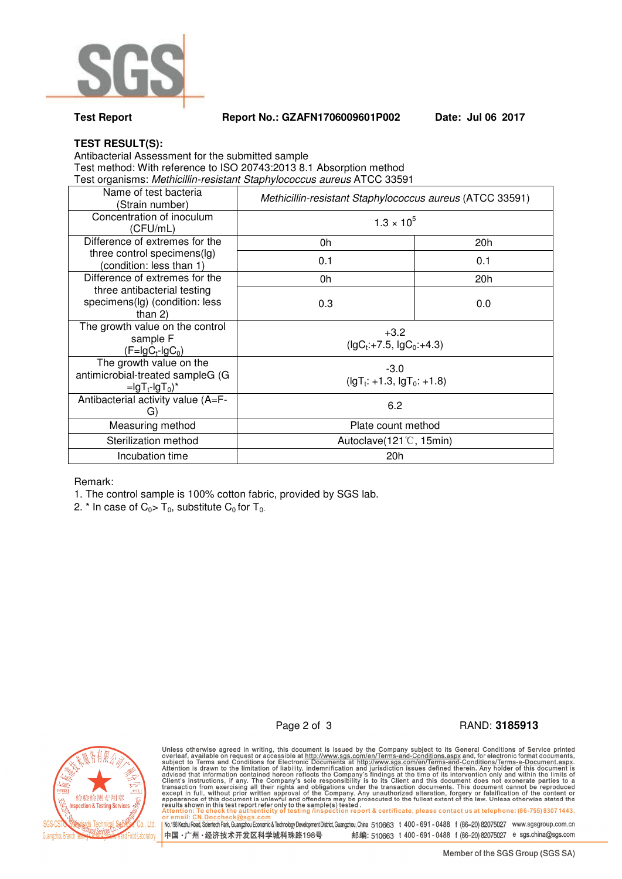**Test Report** **Report No.: GZAFN1706009601P002** **Date: Jul 06 2017**

**TEST RESULT(S):**

Antibacterial Assessment for the submitted sample

Test method: With reference to ISO 20743:2013 8.1 Absorption method

Test organisms: *Methicillin-resistant Staphylococcus aureus* ATCC 33591

| | | |
|---|---|---|
| Name of test bacteria (Strain number) | *Methicillin-resistant Staphylococcus aureus* (ATCC 33591) | |
| Concentration of inoculum (CFU/mL) | $1.3 \times 10^5$ | |
| Difference of extremes for the three control specimens(lg) (condition: less than 1) | 0h | 20h |
| | 0.1 | 0.1 |
| Difference of extremes for the three antibacterial testing specimens(lg) (condition: less than 2) | 0h | 20h |
| | 0.3 | 0.0 |
| The growth value on the control sample F ($F=lgC_t-lgC_0$) | +3.2 ($lgC_t$:+7.5, $lgC_0$:+4.3) | |
| The growth value on the antimicrobial-treated sampleG ($G=lgT_t-lgT_0$)* | -3.0 ($lgT_t$: +1.3, $lgT_0$: +1.8) | |
| Antibacterial activity value (A=F-G) | 6.2 | |
| Measuring method | Plate count method | |
| Sterilization method | Autoclave(121℃, 15min) | |
| Incubation time | 20h | |

Remark:

1. The control sample is 100% cotton fabric, provided by SGS lab.
2. * In case of $C_0 > T_0$, substitute $C_0$ for $T_0$.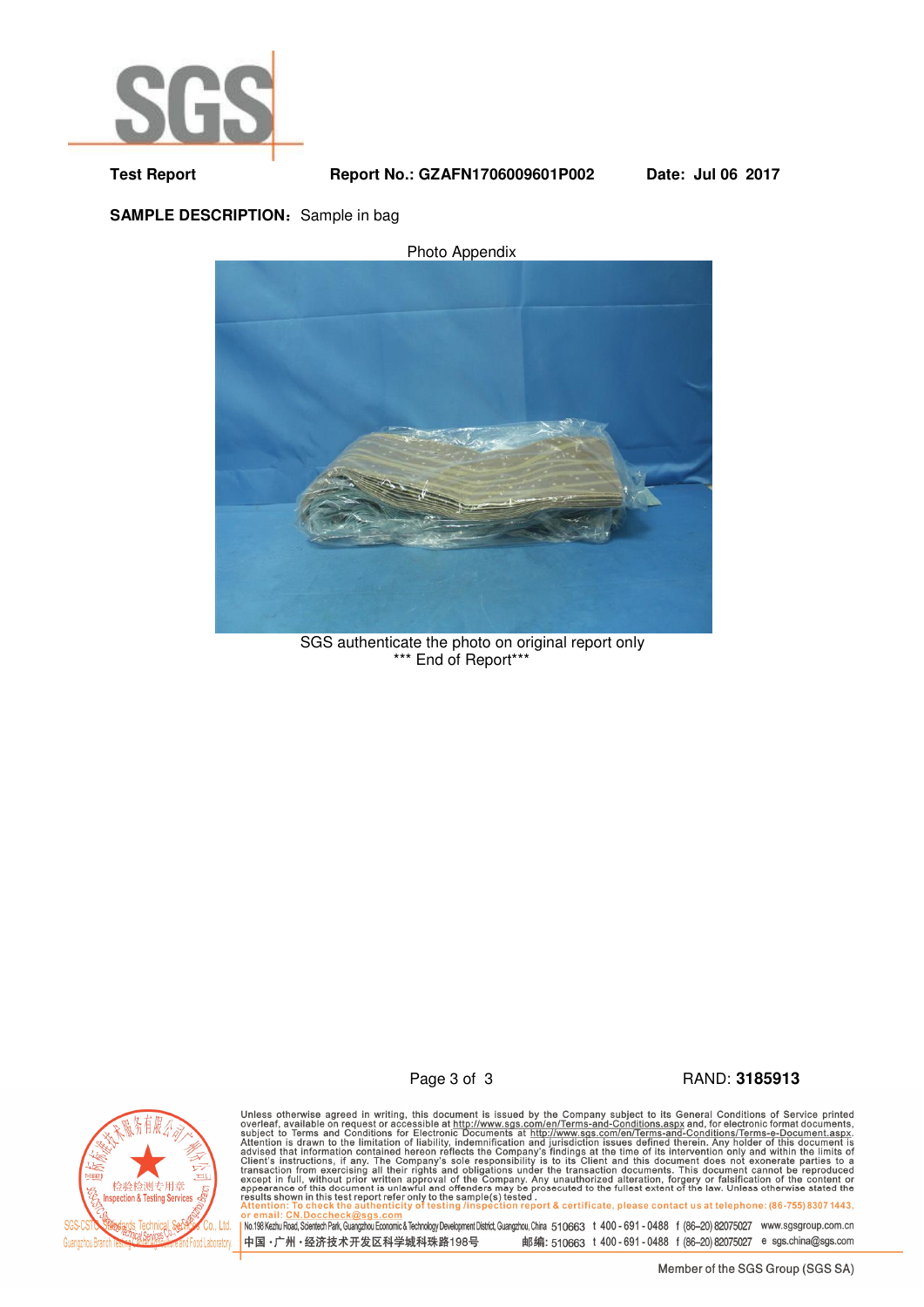**Test Report** **Report No.: GZAFN1706009601P002** **Date: Jul 06 2017**

**SAMPLE DESCRIPTION**：Sample in bag

Photo Appendix

SGS authenticate the photo on original report only

*** End of Report***